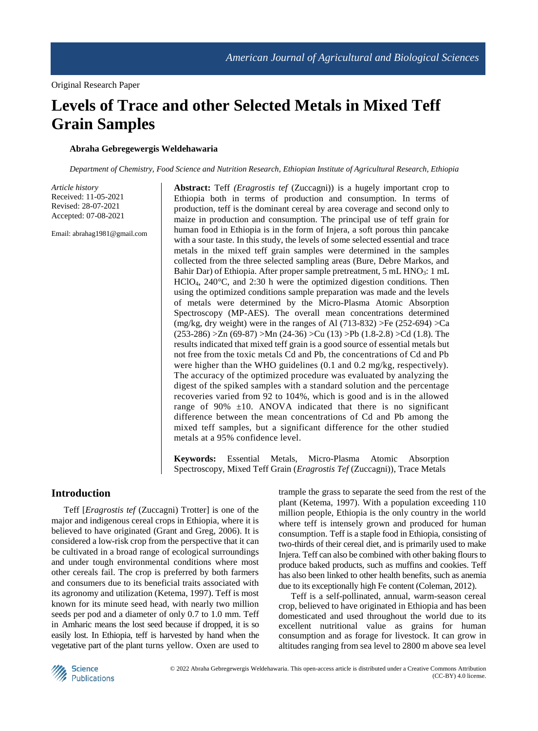Original Research Paper

# Levels of Trace and other Selected Metals in Mixed Teff Grain Samples

**Abraha Gebregewergis Weldehawaria**

*Department of Chemistry, Food Science and Nutrition Research, Ethiopian Institute of Agricultural Research, Ethiopia*

*Article history*
Received: 11-05-2021
Revised: 28-07-2021
Accepted: 07-08-2021

Email: abrahag1981@gmail.com

**Abstract:** Teff *(Eragrostis tef* (Zuccagni)) is a hugely important crop to Ethiopia both in terms of production and consumption. In terms of production, teff is the dominant cereal by area coverage and second only to maize in production and consumption. The principal use of teff grain for human food in Ethiopia is in the form of Injera, a soft porous thin pancake with a sour taste. In this study, the levels of some selected essential and trace metals in the mixed teff grain samples were determined in the samples collected from the three selected sampling areas (Bure, Debre Markos, and Bahir Dar) of Ethiopia. After proper sample pretreatment, 5 mL $HNO_3$: 1 mL $HClO_4$, 240°C, and 2:30 h were the optimized digestion conditions. Then using the optimized conditions sample preparation was made and the levels of metals were determined by the Micro-Plasma Atomic Absorption Spectroscopy (MP-AES). The overall mean concentrations determined (mg/kg, dry weight) were in the ranges of Al (713-832) >Fe (252-694) >Ca (253-286) >Zn (69-87) >Mn (24-36) >Cu (13) >Pb (1.8-2.8) >Cd (1.8). The results indicated that mixed teff grain is a good source of essential metals but not free from the toxic metals Cd and Pb, the concentrations of Cd and Pb were higher than the WHO guidelines (0.1 and 0.2 mg/kg, respectively). The accuracy of the optimized procedure was evaluated by analyzing the digest of the spiked samples with a standard solution and the percentage recoveries varied from 92 to 104%, which is good and is in the allowed range of 90% ±10. ANOVA indicated that there is no significant difference between the mean concentrations of Cd and Pb among the mixed teff samples, but a significant difference for the other studied metals at a 95% confidence level.

**Keywords:** Essential Metals, Micro-Plasma Atomic Absorption Spectroscopy, Mixed Teff Grain (*Eragrostis Tef* (Zuccagni)), Trace Metals

## Introduction

Teff [*Eragrostis tef* (Zuccagni) Trotter] is one of the major and indigenous cereal crops in Ethiopia, where it is believed to have originated (Grant and Greg, 2006). It is considered a low-risk crop from the perspective that it can be cultivated in a broad range of ecological surroundings and under tough environmental conditions where most other cereals fail. The crop is preferred by both farmers and consumers due to its beneficial traits associated with its agronomy and utilization (Ketema, 1997). Teff is most known for its minute seed head, with nearly two million seeds per pod and a diameter of only 0.7 to 1.0 mm. Teff in Amharic means the lost seed because if dropped, it is so easily lost. In Ethiopia, teff is harvested by hand when the vegetative part of the plant turns yellow. Oxen are used to trample the grass to separate the seed from the rest of the plant (Ketema, 1997). With a population exceeding 110 million people, Ethiopia is the only country in the world where teff is intensely grown and produced for human consumption. Teff is a staple food in Ethiopia, consisting of two-thirds of their cereal diet, and is primarily used to make Injera. Teff can also be combined with other baking flours to produce baked products, such as muffins and cookies. Teff has also been linked to other health benefits, such as anemia due to its exceptionally high Fe content (Coleman, 2012).

Teff is a self-pollinated, annual, warm-season cereal crop, believed to have originated in Ethiopia and has been domesticated and used throughout the world due to its excellent nutritional value as grains for human consumption and as forage for livestock. It can grow in altitudes ranging from sea level to 2800 m above sea level

© 2022 Abraha Gebregewergis Weldehawaria. This open-access article is distributed under a Creative Commons Attribution (CC-BY) 4.0 license.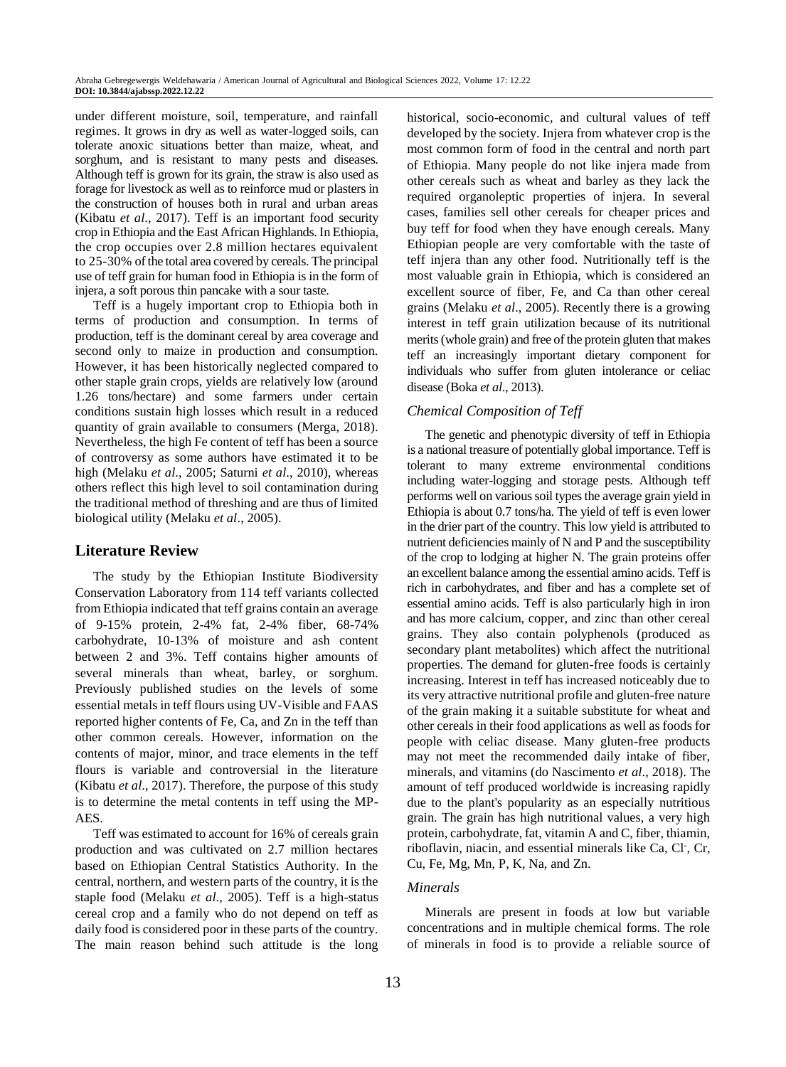under different moisture, soil, temperature, and rainfall regimes. It grows in dry as well as water-logged soils, can tolerate anoxic situations better than maize, wheat, and sorghum, and is resistant to many pests and diseases. Although teff is grown for its grain, the straw is also used as forage for livestock as well as to reinforce mud or plasters in the construction of houses both in rural and urban areas (Kibatu *et al*., 2017). Teff is an important food security crop in Ethiopia and the East African Highlands. In Ethiopia, the crop occupies over 2.8 million hectares equivalent to 25-30% of the total area covered by cereals. The principal use of teff grain for human food in Ethiopia is in the form of injera, a soft porous thin pancake with a sour taste.

Teff is a hugely important crop to Ethiopia both in terms of production and consumption. In terms of production, teff is the dominant cereal by area coverage and second only to maize in production and consumption. However, it has been historically neglected compared to other staple grain crops, yields are relatively low (around 1.26 tons/hectare) and some farmers under certain conditions sustain high losses which result in a reduced quantity of grain available to consumers (Merga, 2018). Nevertheless, the high Fe content of teff has been a source of controversy as some authors have estimated it to be high (Melaku *et al*., 2005; Saturni *et al*., 2010), whereas others reflect this high level to soil contamination during the traditional method of threshing and are thus of limited biological utility (Melaku *et al*., 2005).

## Literature Review

The study by the Ethiopian Institute Biodiversity Conservation Laboratory from 114 teff variants collected from Ethiopia indicated that teff grains contain an average of 9-15% protein, 2-4% fat, 2-4% fiber, 68-74% carbohydrate, 10-13% of moisture and ash content between 2 and 3%. Teff contains higher amounts of several minerals than wheat, barley, or sorghum. Previously published studies on the levels of some essential metals in teff flours using UV-Visible and FAAS reported higher contents of Fe, Ca, and Zn in the teff than other common cereals. However, information on the contents of major, minor, and trace elements in the teff flours is variable and controversial in the literature (Kibatu *et al*., 2017). Therefore, the purpose of this study is to determine the metal contents in teff using the MP-AES.

Teff was estimated to account for 16% of cereals grain production and was cultivated on 2.7 million hectares based on Ethiopian Central Statistics Authority. In the central, northern, and western parts of the country, it is the staple food (Melaku *et al*., 2005). Teff is a high-status cereal crop and a family who do not depend on teff as daily food is considered poor in these parts of the country. The main reason behind such attitude is the long historical, socio-economic, and cultural values of teff developed by the society. Injera from whatever crop is the most common form of food in the central and north part of Ethiopia. Many people do not like injera made from other cereals such as wheat and barley as they lack the required organoleptic properties of injera. In several cases, families sell other cereals for cheaper prices and buy teff for food when they have enough cereals. Many Ethiopian people are very comfortable with the taste of teff injera than any other food. Nutritionally teff is the most valuable grain in Ethiopia, which is considered an excellent source of fiber, Fe, and Ca than other cereal grains (Melaku *et al*., 2005). Recently there is a growing interest in teff grain utilization because of its nutritional merits (whole grain) and free of the protein gluten that makes teff an increasingly important dietary component for individuals who suffer from gluten intolerance or celiac disease (Boka *et al*., 2013).

### *Chemical Composition of Teff*

The genetic and phenotypic diversity of teff in Ethiopia is a national treasure of potentially global importance. Teff is tolerant to many extreme environmental conditions including water-logging and storage pests. Although teff performs well on various soil types the average grain yield in Ethiopia is about 0.7 tons/ha. The yield of teff is even lower in the drier part of the country. This low yield is attributed to nutrient deficiencies mainly of N and P and the susceptibility of the crop to lodging at higher N. The grain proteins offer an excellent balance among the essential amino acids. Teff is rich in carbohydrates, and fiber and has a complete set of essential amino acids. Teff is also particularly high in iron and has more calcium, copper, and zinc than other cereal grains. They also contain polyphenols (produced as secondary plant metabolites) which affect the nutritional properties. The demand for gluten-free foods is certainly increasing. Interest in teff has increased noticeably due to its very attractive nutritional profile and gluten-free nature of the grain making it a suitable substitute for wheat and other cereals in their food applications as well as foods for people with celiac disease. Many gluten-free products may not meet the recommended daily intake of fiber, minerals, and vitamins (do Nascimento *et al*., 2018). The amount of teff produced worldwide is increasing rapidly due to the plant's popularity as an especially nutritious grain. The grain has high nutritional values, a very high protein, carbohydrate, fat, vitamin A and C, fiber, thiamin, riboflavin, niacin, and essential minerals like Ca, $Cl^-$, Cr, Cu, Fe, Mg, Mn, P, K, Na, and Zn.

### *Minerals*

Minerals are present in foods at low but variable concentrations and in multiple chemical forms. The role of minerals in food is to provide a reliable source of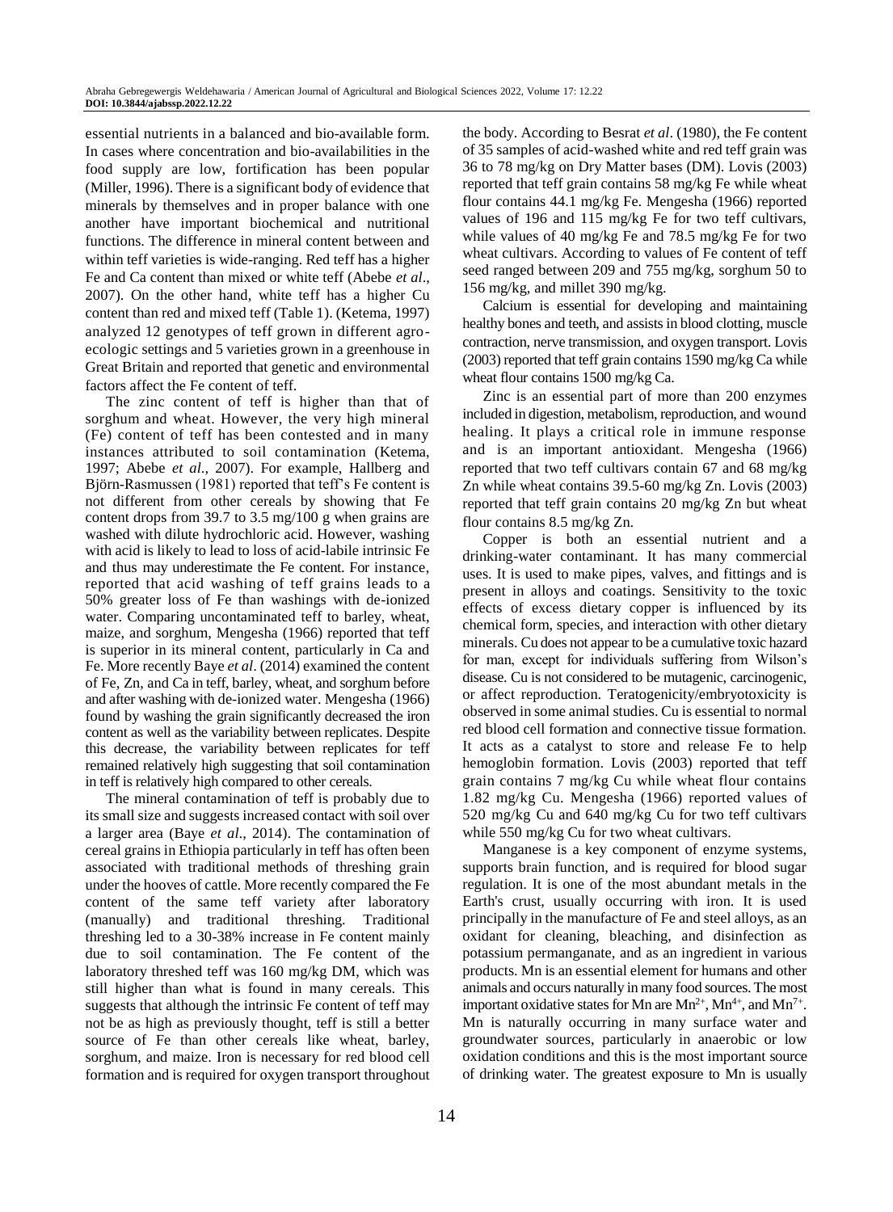essential nutrients in a balanced and bio-available form. In cases where concentration and bio-availabilities in the food supply are low, fortification has been popular (Miller, 1996). There is a significant body of evidence that minerals by themselves and in proper balance with one another have important biochemical and nutritional functions. The difference in mineral content between and within teff varieties is wide-ranging. Red teff has a higher Fe and Ca content than mixed or white teff (Abebe *et al*., 2007). On the other hand, white teff has a higher Cu content than red and mixed teff (Table 1). (Ketema, 1997) analyzed 12 genotypes of teff grown in different agro-ecologic settings and 5 varieties grown in a greenhouse in Great Britain and reported that genetic and environmental factors affect the Fe content of teff.

The zinc content of teff is higher than that of sorghum and wheat. However, the very high mineral (Fe) content of teff has been contested and in many instances attributed to soil contamination (Ketema, 1997; Abebe *et al*., 2007). For example, Hallberg and Björn-Rasmussen (1981) reported that teff's Fe content is not different from other cereals by showing that Fe content drops from 39.7 to 3.5 mg/100 g when grains are washed with dilute hydrochloric acid. However, washing with acid is likely to lead to loss of acid-labile intrinsic Fe and thus may underestimate the Fe content. For instance, reported that acid washing of teff grains leads to a 50% greater loss of Fe than washings with de-ionized water. Comparing uncontaminated teff to barley, wheat, maize, and sorghum, Mengesha (1966) reported that teff is superior in its mineral content, particularly in Ca and Fe. More recently Baye *et al*. (2014) examined the content of Fe, Zn, and Ca in teff, barley, wheat, and sorghum before and after washing with de-ionized water. Mengesha (1966) found by washing the grain significantly decreased the iron content as well as the variability between replicates. Despite this decrease, the variability between replicates for teff remained relatively high suggesting that soil contamination in teff is relatively high compared to other cereals.

The mineral contamination of teff is probably due to its small size and suggests increased contact with soil over a larger area (Baye *et al*., 2014). The contamination of cereal grains in Ethiopia particularly in teff has often been associated with traditional methods of threshing grain under the hooves of cattle. More recently compared the Fe content of the same teff variety after laboratory (manually) and traditional threshing. Traditional threshing led to a 30-38% increase in Fe content mainly due to soil contamination. The Fe content of the laboratory threshed teff was 160 mg/kg DM, which was still higher than what is found in many cereals. This suggests that although the intrinsic Fe content of teff may not be as high as previously thought, teff is still a better source of Fe than other cereals like wheat, barley, sorghum, and maize. Iron is necessary for red blood cell formation and is required for oxygen transport throughout the body. According to Besrat *et al*. (1980), the Fe content of 35 samples of acid-washed white and red teff grain was 36 to 78 mg/kg on Dry Matter bases (DM). Lovis (2003) reported that teff grain contains 58 mg/kg Fe while wheat flour contains 44.1 mg/kg Fe. Mengesha (1966) reported values of 196 and 115 mg/kg Fe for two teff cultivars, while values of 40 mg/kg Fe and 78.5 mg/kg Fe for two wheat cultivars. According to values of Fe content of teff seed ranged between 209 and 755 mg/kg, sorghum 50 to 156 mg/kg, and millet 390 mg/kg.

Calcium is essential for developing and maintaining healthy bones and teeth, and assists in blood clotting, muscle contraction, nerve transmission, and oxygen transport. Lovis (2003) reported that teff grain contains 1590 mg/kg Ca while wheat flour contains 1500 mg/kg Ca.

Zinc is an essential part of more than 200 enzymes included in digestion, metabolism, reproduction, and wound healing. It plays a critical role in immune response and is an important antioxidant. Mengesha (1966) reported that two teff cultivars contain 67 and 68 mg/kg Zn while wheat contains 39.5-60 mg/kg Zn. Lovis (2003) reported that teff grain contains 20 mg/kg Zn but wheat flour contains 8.5 mg/kg Zn.

Copper is both an essential nutrient and a drinking-water contaminant. It has many commercial uses. It is used to make pipes, valves, and fittings and is present in alloys and coatings. Sensitivity to the toxic effects of excess dietary copper is influenced by its chemical form, species, and interaction with other dietary minerals. Cu does not appear to be a cumulative toxic hazard for man, except for individuals suffering from Wilson's disease. Cu is not considered to be mutagenic, carcinogenic, or affect reproduction. Teratogenicity/embryotoxicity is observed in some animal studies. Cu is essential to normal red blood cell formation and connective tissue formation. It acts as a catalyst to store and release Fe to help hemoglobin formation. Lovis (2003) reported that teff grain contains 7 mg/kg Cu while wheat flour contains 1.82 mg/kg Cu. Mengesha (1966) reported values of 520 mg/kg Cu and 640 mg/kg Cu for two teff cultivars while 550 mg/kg Cu for two wheat cultivars.

Manganese is a key component of enzyme systems, supports brain function, and is required for blood sugar regulation. It is one of the most abundant metals in the Earth's crust, usually occurring with iron. It is used principally in the manufacture of Fe and steel alloys, as an oxidant for cleaning, bleaching, and disinfection as potassium permanganate, and as an ingredient in various products. Mn is an essential element for humans and other animals and occurs naturally in many food sources. The most important oxidative states for Mn are $Mn^{2+}$, $Mn^{4+}$, and $Mn^{7+}$. Mn is naturally occurring in many surface water and groundwater sources, particularly in anaerobic or low oxidation conditions and this is the most important source of drinking water. The greatest exposure to Mn is usually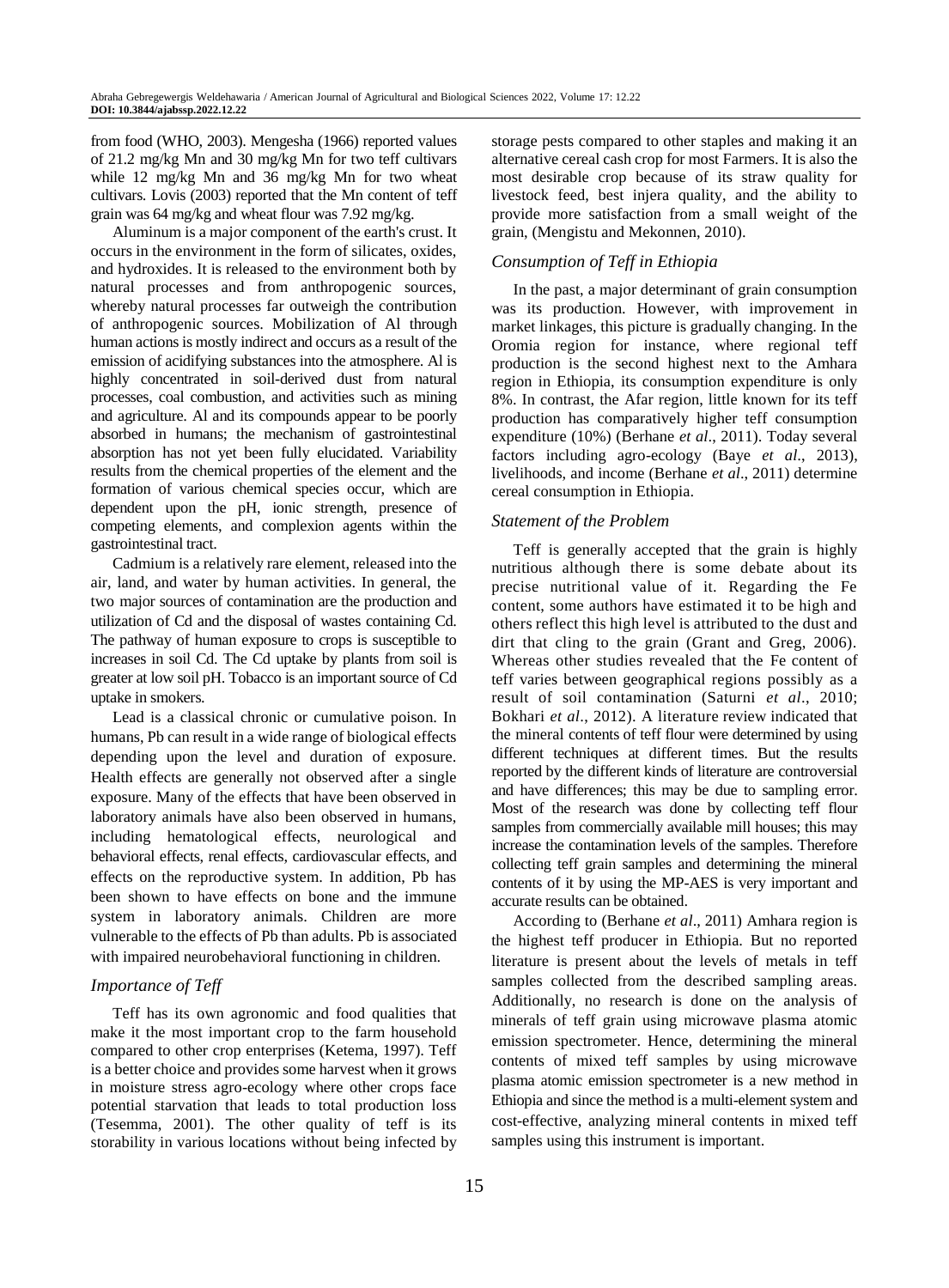from food (WHO, 2003). Mengesha (1966) reported values of 21.2 mg/kg Mn and 30 mg/kg Mn for two teff cultivars while 12 mg/kg Mn and 36 mg/kg Mn for two wheat cultivars. Lovis (2003) reported that the Mn content of teff grain was 64 mg/kg and wheat flour was 7.92 mg/kg.

Aluminum is a major component of the earth's crust. It occurs in the environment in the form of silicates, oxides, and hydroxides. It is released to the environment both by natural processes and from anthropogenic sources, whereby natural processes far outweigh the contribution of anthropogenic sources. Mobilization of Al through human actions is mostly indirect and occurs as a result of the emission of acidifying substances into the atmosphere. Al is highly concentrated in soil-derived dust from natural processes, coal combustion, and activities such as mining and agriculture. Al and its compounds appear to be poorly absorbed in humans; the mechanism of gastrointestinal absorption has not yet been fully elucidated. Variability results from the chemical properties of the element and the formation of various chemical species occur, which are dependent upon the pH, ionic strength, presence of competing elements, and complexion agents within the gastrointestinal tract.

Cadmium is a relatively rare element, released into the air, land, and water by human activities. In general, the two major sources of contamination are the production and utilization of Cd and the disposal of wastes containing Cd. The pathway of human exposure to crops is susceptible to increases in soil Cd. The Cd uptake by plants from soil is greater at low soil pH. Tobacco is an important source of Cd uptake in smokers.

Lead is a classical chronic or cumulative poison. In humans, Pb can result in a wide range of biological effects depending upon the level and duration of exposure. Health effects are generally not observed after a single exposure. Many of the effects that have been observed in laboratory animals have also been observed in humans, including hematological effects, neurological and behavioral effects, renal effects, cardiovascular effects, and effects on the reproductive system. In addition, Pb has been shown to have effects on bone and the immune system in laboratory animals. Children are more vulnerable to the effects of Pb than adults. Pb is associated with impaired neurobehavioral functioning in children.

### *Importance of Teff*

Teff has its own agronomic and food qualities that make it the most important crop to the farm household compared to other crop enterprises (Ketema, 1997). Teff is a better choice and provides some harvest when it grows in moisture stress agro-ecology where other crops face potential starvation that leads to total production loss (Tesemma, 2001). The other quality of teff is its storability in various locations without being infected by storage pests compared to other staples and making it an alternative cereal cash crop for most Farmers. It is also the most desirable crop because of its straw quality for livestock feed, best injera quality, and the ability to provide more satisfaction from a small weight of the grain, (Mengistu and Mekonnen, 2010).

### *Consumption of Teff in Ethiopia*

In the past, a major determinant of grain consumption was its production. However, with improvement in market linkages, this picture is gradually changing. In the Oromia region for instance, where regional teff production is the second highest next to the Amhara region in Ethiopia, its consumption expenditure is only 8%. In contrast, the Afar region, little known for its teff production has comparatively higher teff consumption expenditure (10%) (Berhane *et al*., 2011). Today several factors including agro-ecology (Baye *et al*., 2013), livelihoods, and income (Berhane *et al*., 2011) determine cereal consumption in Ethiopia.

### *Statement of the Problem*

Teff is generally accepted that the grain is highly nutritious although there is some debate about its precise nutritional value of it. Regarding the Fe content, some authors have estimated it to be high and others reflect this high level is attributed to the dust and dirt that cling to the grain (Grant and Greg, 2006). Whereas other studies revealed that the Fe content of teff varies between geographical regions possibly as a result of soil contamination (Saturni *et al*., 2010; Bokhari *et al*., 2012). A literature review indicated that the mineral contents of teff flour were determined by using different techniques at different times. But the results reported by the different kinds of literature are controversial and have differences; this may be due to sampling error. Most of the research was done by collecting teff flour samples from commercially available mill houses; this may increase the contamination levels of the samples. Therefore collecting teff grain samples and determining the mineral contents of it by using the MP-AES is very important and accurate results can be obtained.

According to (Berhane *et al*., 2011) Amhara region is the highest teff producer in Ethiopia. But no reported literature is present about the levels of metals in teff samples collected from the described sampling areas. Additionally, no research is done on the analysis of minerals of teff grain using microwave plasma atomic emission spectrometer. Hence, determining the mineral contents of mixed teff samples by using microwave plasma atomic emission spectrometer is a new method in Ethiopia and since the method is a multi-element system and cost-effective, analyzing mineral contents in mixed teff samples using this instrument is important.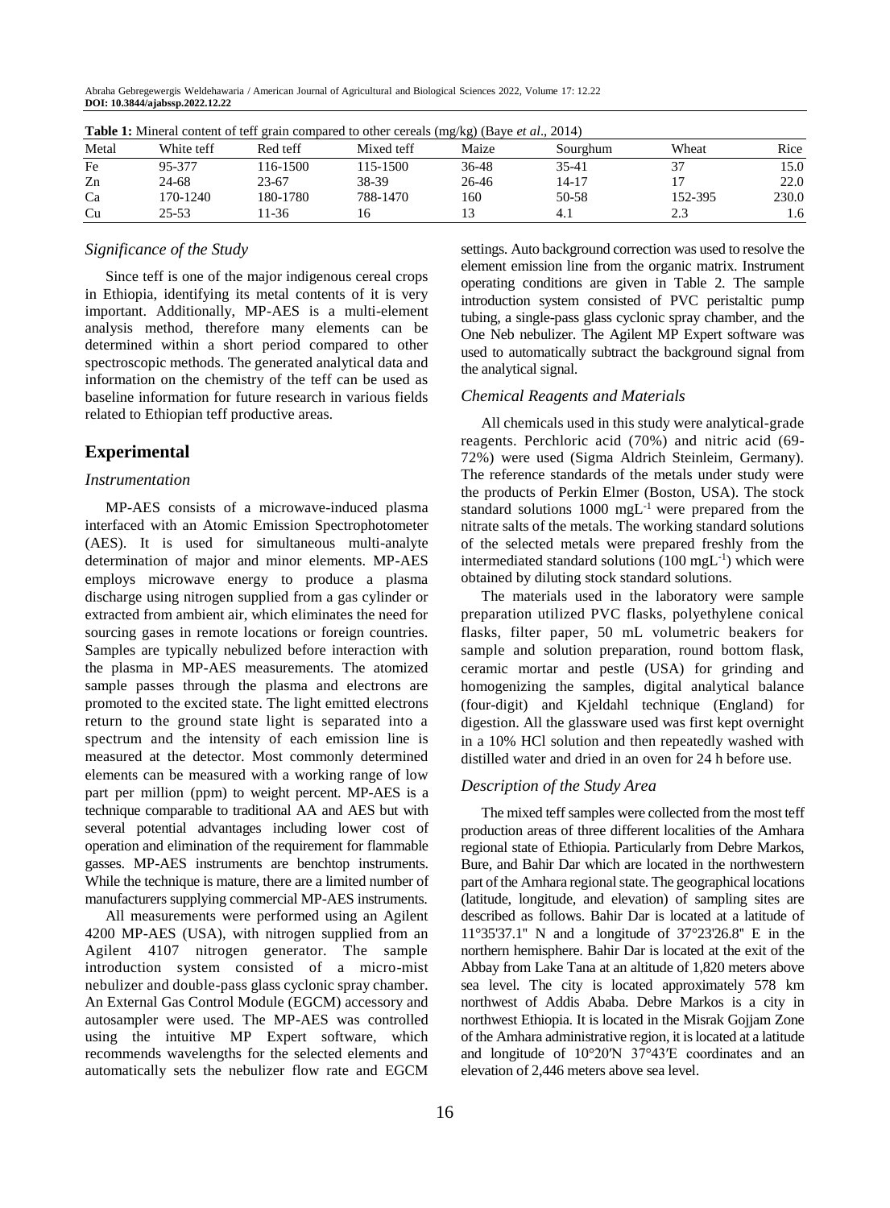**Table 1:** Mineral content of teff grain compared to other cereals (mg/kg) (Baye *et al*., 2014)

| Metal | White teff | Red teff | Mixed teff | Maize | Sourghum | Wheat | Rice |
|---|---|---|---|---|---|---|---|
| Fe | 95-377 | 116-1500 | 115-1500 | 36-48 | 35-41 | 37 | 15.0 |
| Zn | 24-68 | 23-67 | 38-39 | 26-46 | 14-17 | 17 | 22.0 |
| Ca | 170-1240 | 180-1780 | 788-1470 | 160 | 50-58 | 152-395 | 230.0 |
| Cu | 25-53 | 11-36 | 16 | 13 | 4.1 | 2.3 | 1.6 |

### *Significance of the Study*

Since teff is one of the major indigenous cereal crops in Ethiopia, identifying its metal contents of it is very important. Additionally, MP-AES is a multi-element analysis method, therefore many elements can be determined within a short period compared to other spectroscopic methods. The generated analytical data and information on the chemistry of the teff can be used as baseline information for future research in various fields related to Ethiopian teff productive areas.

## Experimental

### *Instrumentation*

MP-AES consists of a microwave-induced plasma interfaced with an Atomic Emission Spectrophotometer (AES). It is used for simultaneous multi-analyte determination of major and minor elements. MP-AES employs microwave energy to produce a plasma discharge using nitrogen supplied from a gas cylinder or extracted from ambient air, which eliminates the need for sourcing gases in remote locations or foreign countries. Samples are typically nebulized before interaction with the plasma in MP-AES measurements. The atomized sample passes through the plasma and electrons are promoted to the excited state. The light emitted electrons return to the ground state light is separated into a spectrum and the intensity of each emission line is measured at the detector. Most commonly determined elements can be measured with a working range of low part per million (ppm) to weight percent. MP-AES is a technique comparable to traditional AA and AES but with several potential advantages including lower cost of operation and elimination of the requirement for flammable gasses. MP-AES instruments are benchtop instruments. While the technique is mature, there are a limited number of manufacturers supplying commercial MP-AES instruments.

All measurements were performed using an Agilent 4200 MP-AES (USA), with nitrogen supplied from an Agilent 4107 nitrogen generator. The sample introduction system consisted of a micro-mist nebulizer and double-pass glass cyclonic spray chamber. An External Gas Control Module (EGCM) accessory and autosampler were used. The MP-AES was controlled using the intuitive MP Expert software, which recommends wavelengths for the selected elements and automatically sets the nebulizer flow rate and EGCM settings. Auto background correction was used to resolve the element emission line from the organic matrix. Instrument operating conditions are given in Table 2. The sample introduction system consisted of PVC peristaltic pump tubing, a single-pass glass cyclonic spray chamber, and the One Neb nebulizer. The Agilent MP Expert software was used to automatically subtract the background signal from the analytical signal.

### *Chemical Reagents and Materials*

All chemicals used in this study were analytical-grade reagents. Perchloric acid (70%) and nitric acid (69-72%) were used (Sigma Aldrich Steinleim, Germany). The reference standards of the metals under study were the products of Perkin Elmer (Boston, USA). The stock standard solutions 1000 $mgL^{-1}$ were prepared from the nitrate salts of the metals. The working standard solutions of the selected metals were prepared freshly from the intermediated standard solutions (100 $mgL^{-1}$) which were obtained by diluting stock standard solutions.

The materials used in the laboratory were sample preparation utilized PVC flasks, polyethylene conical flasks, filter paper, 50 mL volumetric beakers for sample and solution preparation, round bottom flask, ceramic mortar and pestle (USA) for grinding and homogenizing the samples, digital analytical balance (four-digit) and Kjeldahl technique (England) for digestion. All the glassware used was first kept overnight in a 10% HCl solution and then repeatedly washed with distilled water and dried in an oven for 24 h before use.

### *Description of the Study Area*

The mixed teff samples were collected from the most teff production areas of three different localities of the Amhara regional state of Ethiopia. Particularly from Debre Markos, Bure, and Bahir Dar which are located in the northwestern part of the Amhara regional state. The geographical locations (latitude, longitude, and elevation) of sampling sites are described as follows. Bahir Dar is located at a latitude of 11°35'37.1" N and a longitude of 37°23'26.8" E in the northern hemisphere. Bahir Dar is located at the exit of the Abbay from Lake Tana at an altitude of 1,820 meters above sea level. The city is located approximately 578 km northwest of Addis Ababa. Debre Markos is a city in northwest Ethiopia. It is located in the Misrak Gojjam Zone of the Amhara administrative region, it is located at a latitude and longitude of 10°20′N 37°43′E coordinates and an elevation of 2,446 meters above sea level.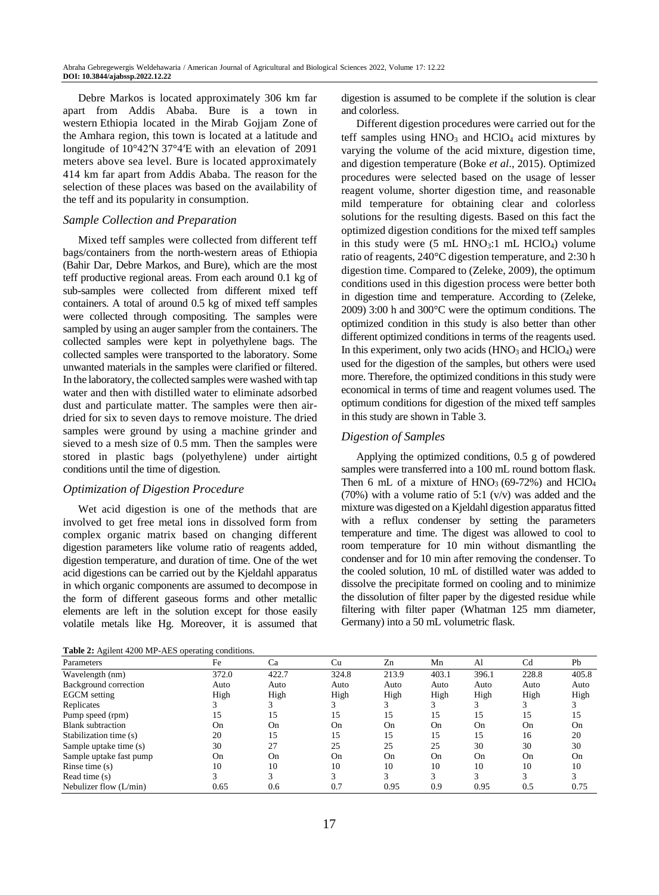Debre Markos is located approximately 306 km far apart from Addis Ababa. Bure is a town in western Ethiopia located in the Mirab Gojjam Zone of the Amhara region, this town is located at a latitude and longitude of 10°42′N 37°4′E with an elevation of 2091 meters above sea level. Bure is located approximately 414 km far apart from Addis Ababa. The reason for the selection of these places was based on the availability of the teff and its popularity in consumption.

### *Sample Collection and Preparation*

Mixed teff samples were collected from different teff bags/containers from the north-western areas of Ethiopia (Bahir Dar, Debre Markos, and Bure), which are the most teff productive regional areas. From each around 0.1 kg of sub-samples were collected from different mixed teff containers. A total of around 0.5 kg of mixed teff samples were collected through compositing. The samples were sampled by using an auger sampler from the containers. The collected samples were kept in polyethylene bags. The collected samples were transported to the laboratory. Some unwanted materials in the samples were clarified or filtered. In the laboratory, the collected samples were washed with tap water and then with distilled water to eliminate adsorbed dust and particulate matter. The samples were then air-dried for six to seven days to remove moisture. The dried samples were ground by using a machine grinder and sieved to a mesh size of 0.5 mm. Then the samples were stored in plastic bags (polyethylene) under airtight conditions until the time of digestion.

### *Optimization of Digestion Procedure*

Wet acid digestion is one of the methods that are involved to get free metal ions in dissolved form from complex organic matrix based on changing different digestion parameters like volume ratio of reagents added, digestion temperature, and duration of time. One of the wet acid digestions can be carried out by the Kjeldahl apparatus in which organic components are assumed to decompose in the form of different gaseous forms and other metallic elements are left in the solution except for those easily volatile metals like Hg. Moreover, it is assumed that digestion is assumed to be complete if the solution is clear and colorless.

Different digestion procedures were carried out for the teff samples using $HNO_3$ and $HClO_4$ acid mixtures by varying the volume of the acid mixture, digestion time, and digestion temperature (Boke *et al*., 2015). Optimized procedures were selected based on the usage of lesser reagent volume, shorter digestion time, and reasonable mild temperature for obtaining clear and colorless solutions for the resulting digests. Based on this fact the optimized digestion conditions for the mixed teff samples in this study were (5 mL $HNO_3$:1 mL $HClO_4$) volume ratio of reagents, 240°C digestion temperature, and 2:30 h digestion time. Compared to (Zeleke, 2009), the optimum conditions used in this digestion process were better both in digestion time and temperature. According to (Zeleke, 2009) 3:00 h and 300°C were the optimum conditions. The optimized condition in this study is also better than other different optimized conditions in terms of the reagents used. In this experiment, only two acids ($HNO_3$ and $HClO_4$) were used for the digestion of the samples, but others were used more. Therefore, the optimized conditions in this study were economical in terms of time and reagent volumes used. The optimum conditions for digestion of the mixed teff samples in this study are shown in Table 3.

### *Digestion of Samples*

Applying the optimized conditions, 0.5 g of powdered samples were transferred into a 100 mL round bottom flask. Then 6 mL of a mixture of $HNO_3$ (69-72%) and $HClO_4$ (70%) with a volume ratio of 5:1 (v/v) was added and the mixture was digested on a Kjeldahl digestion apparatus fitted with a reflux condenser by setting the parameters temperature and time. The digest was allowed to cool to room temperature for 10 min without dismantling the condenser and for 10 min after removing the condenser. To the cooled solution, 10 mL of distilled water was added to dissolve the precipitate formed on cooling and to minimize the dissolution of filter paper by the digested residue while filtering with filter paper (Whatman 125 mm diameter, Germany) into a 50 mL volumetric flask.

**Table 2:** Agilent 4200 MP-AES operating conditions.

| Parameters | Fe | Ca | Cu | Zn | Mn | Al | Cd | Pb |
|---|---|---|---|---|---|---|---|---|
| Wavelength (nm) | 372.0 | 422.7 | 324.8 | 213.9 | 403.1 | 396.1 | 228.8 | 405.8 |
| Background correction | Auto | Auto | Auto | Auto | Auto | Auto | Auto | Auto |
| EGCM setting | High | High | High | High | High | High | High | High |
| Replicates | 3 | 3 | 3 | 3 | 3 | 3 | 3 | 3 |
| Pump speed (rpm) | 15 | 15 | 15 | 15 | 15 | 15 | 15 | 15 |
| Blank subtraction | On | On | On | On | On | On | On | On |
| Stabilization time (s) | 20 | 15 | 15 | 15 | 15 | 15 | 16 | 20 |
| Sample uptake time (s) | 30 | 27 | 25 | 25 | 25 | 30 | 30 | 30 |
| Sample uptake fast pump | On | On | On | On | On | On | On | On |
| Rinse time (s) | 10 | 10 | 10 | 10 | 10 | 10 | 10 | 10 |
| Read time (s) | 3 | 3 | 3 | 3 | 3 | 3 | 3 | 3 |
| Nebulizer flow (L/min) | 0.65 | 0.6 | 0.7 | 0.95 | 0.9 | 0.95 | 0.5 | 0.75 |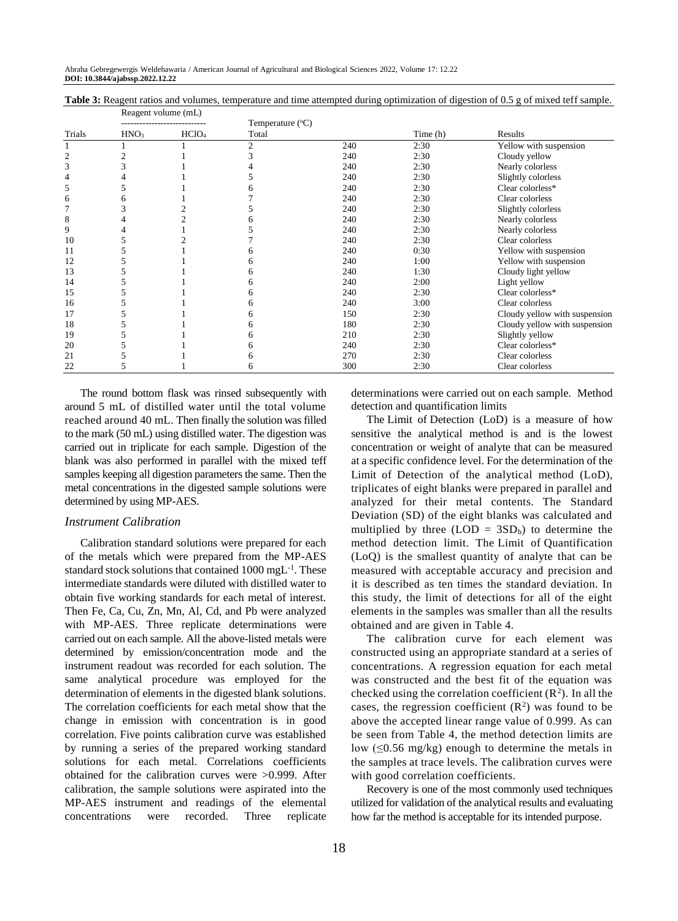**Table 3:** Reagent ratios and volumes, temperature and time attempted during optimization of digestion of 0.5 g of mixed teff sample.

| Trials | Reagent volume (mL) | | | Temperature (°C) | Time (h) | Results |
|---|---|---|---|---|---|---|
| | $HNO_3$ | $HClO_4$ | Total | | | |
| 1 | 1 | 1 | 2 | 240 | 2:30 | Yellow with suspension |
| 2 | 2 | 1 | 3 | 240 | 2:30 | Cloudy yellow |
| 3 | 3 | 1 | 4 | 240 | 2:30 | Nearly colorless |
| 4 | 4 | 1 | 5 | 240 | 2:30 | Slightly colorless |
| 5 | 5 | 1 | 6 | 240 | 2:30 | Clear colorless* |
| 6 | 6 | 1 | 7 | 240 | 2:30 | Clear colorless |
| 7 | 3 | 2 | 5 | 240 | 2:30 | Slightly colorless |
| 8 | 4 | 2 | 6 | 240 | 2:30 | Nearly colorless |
| 9 | 4 | 1 | 5 | 240 | 2:30 | Nearly colorless |
| 10 | 5 | 2 | 7 | 240 | 2:30 | Clear colorless |
| 11 | 5 | 1 | 6 | 240 | 0:30 | Yellow with suspension |
| 12 | 5 | 1 | 6 | 240 | 1:00 | Yellow with suspension |
| 13 | 5 | 1 | 6 | 240 | 1:30 | Cloudy light yellow |
| 14 | 5 | 1 | 6 | 240 | 2:00 | Light yellow |
| 15 | 5 | 1 | 6 | 240 | 2:30 | Clear colorless* |
| 16 | 5 | 1 | 6 | 240 | 3:00 | Clear colorless |
| 17 | 5 | 1 | 6 | 150 | 2:30 | Cloudy yellow with suspension |
| 18 | 5 | 1 | 6 | 180 | 2:30 | Cloudy yellow with suspension |
| 19 | 5 | 1 | 6 | 210 | 2:30 | Slightly yellow |
| 20 | 5 | 1 | 6 | 240 | 2:30 | Clear colorless* |
| 21 | 5 | 1 | 6 | 270 | 2:30 | Clear colorless |
| 22 | 5 | 1 | 6 | 300 | 2:30 | Clear colorless |

The round bottom flask was rinsed subsequently with around 5 mL of distilled water until the total volume reached around 40 mL. Then finally the solution was filled to the mark (50 mL) using distilled water. The digestion was carried out in triplicate for each sample. Digestion of the blank was also performed in parallel with the mixed teff samples keeping all digestion parameters the same. Then the metal concentrations in the digested sample solutions were determined by using MP-AES.

### *Instrument Calibration*

Calibration standard solutions were prepared for each of the metals which were prepared from the MP-AES standard stock solutions that contained 1000 $mgL^{-1}$. These intermediate standards were diluted with distilled water to obtain five working standards for each metal of interest. Then Fe, Ca, Cu, Zn, Mn, Al, Cd, and Pb were analyzed with MP-AES. Three replicate determinations were carried out on each sample. All the above-listed metals were determined by emission/concentration mode and the instrument readout was recorded for each solution. The same analytical procedure was employed for the determination of elements in the digested blank solutions. The correlation coefficients for each metal show that the change in emission with concentration is in good correlation. Five points calibration curve was established by running a series of the prepared working standard solutions for each metal. Correlations coefficients obtained for the calibration curves were >0.999. After calibration, the sample solutions were aspirated into the MP-AES instrument and readings of the elemental concentrations were recorded. Three replicate determinations were carried out on each sample. Method detection and quantification limits

The Limit of Detection (LoD) is a measure of how sensitive the analytical method is and is the lowest concentration or weight of analyte that can be measured at a specific confidence level. For the determination of the Limit of Detection of the analytical method (LoD), triplicates of eight blanks were prepared in parallel and analyzed for their metal contents. The Standard Deviation (SD) of the eight blanks was calculated and multiplied by three ($LOD = 3SD_b$) to determine the method detection limit. The Limit of Quantification (LoQ) is the smallest quantity of analyte that can be measured with acceptable accuracy and precision and it is described as ten times the standard deviation. In this study, the limit of detections for all of the eight elements in the samples was smaller than all the results obtained and are given in Table 4.

The calibration curve for each element was constructed using an appropriate standard at a series of concentrations. A regression equation for each metal was constructed and the best fit of the equation was checked using the correlation coefficient ($R^2$). In all the cases, the regression coefficient ($R^2$) was found to be above the accepted linear range value of 0.999. As can be seen from Table 4, the method detection limits are low ($\leq$0.56 mg/kg) enough to determine the metals in the samples at trace levels. The calibration curves were with good correlation coefficients.

Recovery is one of the most commonly used techniques utilized for validation of the analytical results and evaluating how far the method is acceptable for its intended purpose.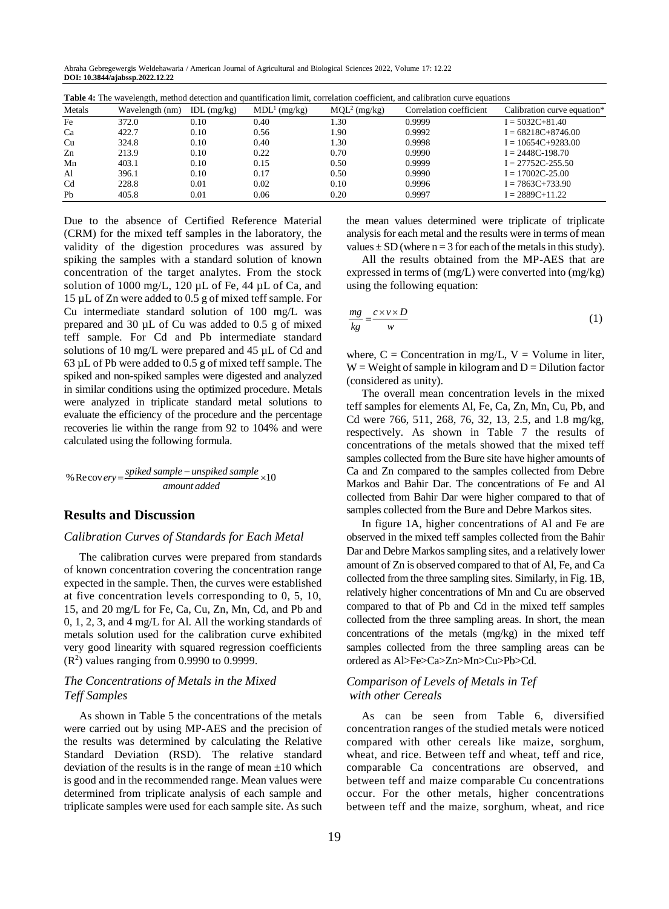**Table 4:** The wavelength, method detection and quantification limit, correlation coefficient, and calibration curve equations

| Metals | Wavelength (nm) | IDL (mg/kg) | MDL[1] (mg/kg) | MQL[2] (mg/kg) | Correlation coefficient | Calibration curve equation* |
|---|---|---|---|---|---|---|
| Fe | 372.0 | 0.10 | 0.40 | 1.30 | 0.9999 | I = 5032C+81.40 |
| Ca | 422.7 | 0.10 | 0.56 | 1.90 | 0.9992 | I = 68218C+8746.00 |
| Cu | 324.8 | 0.10 | 0.40 | 1.30 | 0.9998 | I = 10654C+9283.00 |
| Zn | 213.9 | 0.10 | 0.22 | 0.70 | 0.9990 | I = 2448C-198.70 |
| Mn | 403.1 | 0.10 | 0.15 | 0.50 | 0.9999 | I = 27752C-255.50 |
| Al | 396.1 | 0.10 | 0.17 | 0.50 | 0.9990 | I = 17002C-25.00 |
| Cd | 228.8 | 0.01 | 0.02 | 0.10 | 0.9996 | I = 7863C+733.90 |
| Pb | 405.8 | 0.01 | 0.06 | 0.20 | 0.9997 | I = 2889C+11.22 |

Due to the absence of Certified Reference Material (CRM) for the mixed teff samples in the laboratory, the validity of the digestion procedures was assured by spiking the samples with a standard solution of known concentration of the target analytes. From the stock solution of 1000 mg/L, 120 µL of Fe, 44 µL of Ca, and 15 µL of Zn were added to 0.5 g of mixed teff sample. For Cu intermediate standard solution of 100 mg/L was prepared and 30 µL of Cu was added to 0.5 g of mixed teff sample. For Cd and Pb intermediate standard solutions of 10 mg/L were prepared and 45 µL of Cd and 63 µL of Pb were added to 0.5 g of mixed teff sample. The spiked and non-spiked samples were digested and analyzed in similar conditions using the optimized procedure. Metals were analyzed in triplicate standard metal solutions to evaluate the efficiency of the procedure and the percentage recoveries lie within the range from 92 to 104% and were calculated using the following formula.

$$\%\text{Recovery} = \frac{\text{spiked sample} - \text{unspiked sample}}{\text{amount added}} \times 10$$

## Results and Discussion

### *Calibration Curves of Standards for Each Metal*

The calibration curves were prepared from standards of known concentration covering the concentration range expected in the sample. Then, the curves were established at five concentration levels corresponding to 0, 5, 10, 15, and 20 mg/L for Fe, Ca, Cu, Zn, Mn, Cd, and Pb and 0, 1, 2, 3, and 4 mg/L for Al. All the working standards of metals solution used for the calibration curve exhibited very good linearity with squared regression coefficients ($R^2$) values ranging from 0.9990 to 0.9999.

### *The Concentrations of Metals in the Mixed Teff Samples*

As shown in Table 5 the concentrations of the metals were carried out by using MP-AES and the precision of the results was determined by calculating the Relative Standard Deviation (RSD). The relative standard deviation of the results is in the range of mean ±10 which is good and in the recommended range. Mean values were determined from triplicate analysis of each sample and triplicate samples were used for each sample site. As such the mean values determined were triplicate of triplicate analysis for each metal and the results were in terms of mean values ± SD (where n = 3 for each of the metals in this study).

All the results obtained from the MP-AES that are expressed in terms of (mg/L) were converted into (mg/kg) using the following equation:

$$\frac{mg}{kg} = \frac{c \times v \times D}{w} \tag{1}$$

where, C = Concentration in mg/L, V = Volume in liter, W = Weight of sample in kilogram and D = Dilution factor (considered as unity).

The overall mean concentration levels in the mixed teff samples for elements Al, Fe, Ca, Zn, Mn, Cu, Pb, and Cd were 766, 511, 268, 76, 32, 13, 2.5, and 1.8 mg/kg, respectively. As shown in Table 7 the results of concentrations of the metals showed that the mixed teff samples collected from the Bure site have higher amounts of Ca and Zn compared to the samples collected from Debre Markos and Bahir Dar. The concentrations of Fe and Al collected from Bahir Dar were higher compared to that of samples collected from the Bure and Debre Markos sites.

In figure 1A, higher concentrations of Al and Fe are observed in the mixed teff samples collected from the Bahir Dar and Debre Markos sampling sites, and a relatively lower amount of Zn is observed compared to that of Al, Fe, and Ca collected from the three sampling sites. Similarly, in Fig. 1B, relatively higher concentrations of Mn and Cu are observed compared to that of Pb and Cd in the mixed teff samples collected from the three sampling areas. In short, the mean concentrations of the metals (mg/kg) in the mixed teff samples collected from the three sampling areas can be ordered as Al>Fe>Ca>Zn>Mn>Cu>Pb>Cd.

### *Comparison of Levels of Metals in Tef with other Cereals*

As can be seen from Table 6, diversified concentration ranges of the studied metals were noticed compared with other cereals like maize, sorghum, wheat, and rice. Between teff and wheat, teff and rice, comparable Ca concentrations are observed, and between teff and maize comparable Cu concentrations occur. For the other metals, higher concentrations between teff and the maize, sorghum, wheat, and rice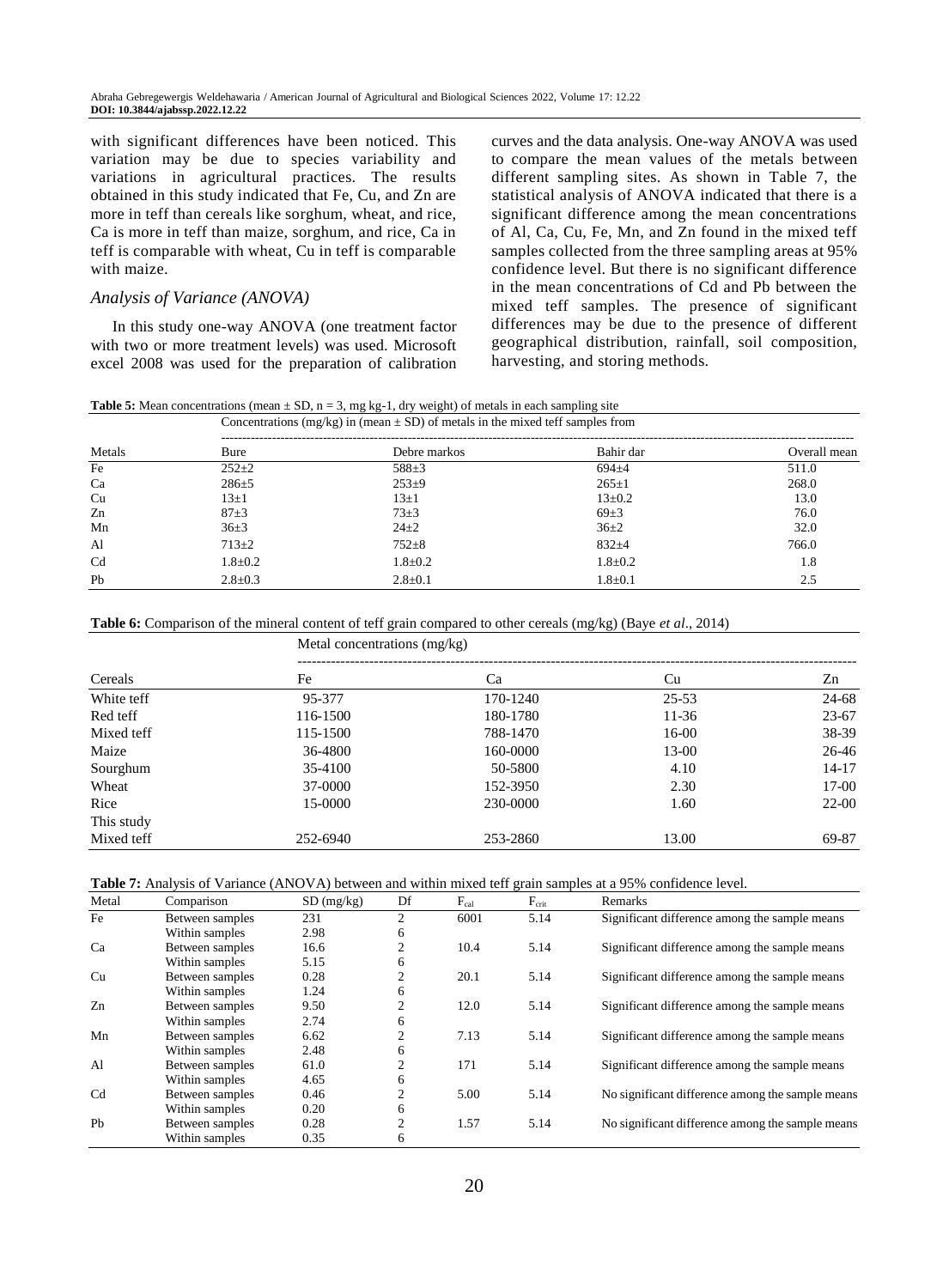with significant differences have been noticed. This variation may be due to species variability and variations in agricultural practices. The results obtained in this study indicated that Fe, Cu, and Zn are more in teff than cereals like sorghum, wheat, and rice, Ca is more in teff than maize, sorghum, and rice, Ca in teff is comparable with wheat, Cu in teff is comparable with maize.

### *Analysis of Variance (ANOVA)*

In this study one-way ANOVA (one treatment factor with two or more treatment levels) was used. Microsoft excel 2008 was used for the preparation of calibration curves and the data analysis. One-way ANOVA was used to compare the mean values of the metals between different sampling sites. As shown in Table 7, the statistical analysis of ANOVA indicated that there is a significant difference among the mean concentrations of Al, Ca, Cu, Fe, Mn, and Zn found in the mixed teff samples collected from the three sampling areas at 95% confidence level. But there is no significant difference in the mean concentrations of Cd and Pb between the mixed teff samples. The presence of significant differences may be due to the presence of different geographical distribution, rainfall, soil composition, harvesting, and storing methods.

**Table 5:** Mean concentrations (mean ± SD, n = 3, mg kg-1, dry weight) of metals in each sampling site

| | Concentrations (mg/kg) in (mean ± SD) of metals in the mixed teff samples from | | | |
|---|---|---|---|---|
| Metals | Bure | Debre markos | Bahir dar | Overall mean |
| Fe | 252±2 | 588±3 | 694±4 | 511.0 |
| Ca | 286±5 | 253±9 | 265±1 | 268.0 |
| Cu | 13±1 | 13±1 | 13±0.2 | 13.0 |
| Zn | 87±3 | 73±3 | 69±3 | 76.0 |
| Mn | 36±3 | 24±2 | 36±2 | 32.0 |
| Al | 713±2 | 752±8 | 832±4 | 766.0 |
| Cd | 1.8±0.2 | 1.8±0.2 | 1.8±0.2 | 1.8 |
| Pb | 2.8±0.3 | 2.8±0.1 | 1.8±0.1 | 2.5 |

**Table 6:** Comparison of the mineral content of teff grain compared to other cereals (mg/kg) (Baye *et al*., 2014)

| | Metal concentrations (mg/kg) | | | |
|---|---|---|---|---|
| Cereals | Fe | Ca | Cu | Zn |
| White teff | 95-377 | 170-1240 | 25-53 | 24-68 |
| Red teff | 116-1500 | 180-1780 | 11-36 | 23-67 |
| Mixed teff | 115-1500 | 788-1470 | 16-00 | 38-39 |
| Maize | 36-4800 | 160-0000 | 13-00 | 26-46 |
| Sourghum | 35-4100 | 50-5800 | 4.10 | 14-17 |
| Wheat | 37-0000 | 152-3950 | 2.30 | 17-00 |
| Rice | 15-0000 | 230-0000 | 1.60 | 22-00 |
| This study | | | | |
| Mixed teff | 252-6940 | 253-2860 | 13.00 | 69-87 |

**Table 7:** Analysis of Variance (ANOVA) between and within mixed teff grain samples at a 95% confidence level.

| Metal | Comparison | SD (mg/kg) | Df | $F_{cal}$ | $F_{crit}$ | Remarks |
|---|---|---|---|---|---|---|
| Fe | Between samples | 231 | 2 | 6001 | 5.14 | Significant difference among the sample means |
| | Within samples | 2.98 | 6 | | | |
| Ca | Between samples | 16.6 | 2 | 10.4 | 5.14 | Significant difference among the sample means |
| | Within samples | 5.15 | 6 | | | |
| Cu | Between samples | 0.28 | 2 | 20.1 | 5.14 | Significant difference among the sample means |
| | Within samples | 1.24 | 6 | | | |
| Zn | Between samples | 9.50 | 2 | 12.0 | 5.14 | Significant difference among the sample means |
| | Within samples | 2.74 | 6 | | | |
| Mn | Between samples | 6.62 | 2 | 7.13 | 5.14 | Significant difference among the sample means |
| | Within samples | 2.48 | 6 | | | |
| Al | Between samples | 61.0 | 2 | 171 | 5.14 | Significant difference among the sample means |
| | Within samples | 4.65 | 6 | | | |
| Cd | Between samples | 0.46 | 2 | 5.00 | 5.14 | No significant difference among the sample means |
| | Within samples | 0.20 | 6 | | | |
| Pb | Between samples | 0.28 | 2 | 1.57 | 5.14 | No significant difference among the sample means |
| | Within samples | 0.35 | 6 | | | |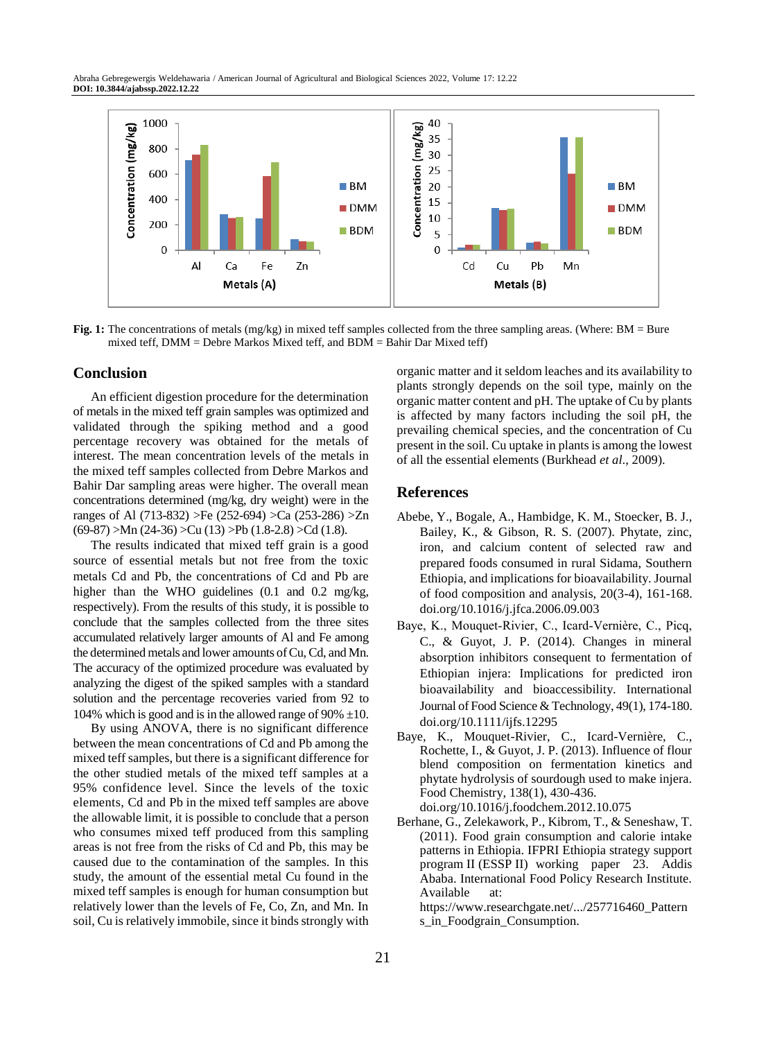Fig. 1: The concentrations of metals (mg/kg) in mixed teff samples collected from the three sampling areas. (Where: BM = Bure mixed teff, DMM = Debre Markos Mixed teff, and BDM = Bahir Dar Mixed teff)

## Conclusion

An efficient digestion procedure for the determination of metals in the mixed teff grain samples was optimized and validated through the spiking method and a good percentage recovery was obtained for the metals of interest. The mean concentration levels of the metals in the mixed teff samples collected from Debre Markos and Bahir Dar sampling areas were higher. The overall mean concentrations determined (mg/kg, dry weight) were in the ranges of Al (713-832) >Fe (252-694) >Ca (253-286) >Zn (69-87) >Mn (24-36) >Cu (13) >Pb (1.8-2.8) >Cd (1.8).

The results indicated that mixed teff grain is a good source of essential metals but not free from the toxic metals Cd and Pb, the concentrations of Cd and Pb are higher than the WHO guidelines (0.1 and 0.2 mg/kg, respectively). From the results of this study, it is possible to conclude that the samples collected from the three sites accumulated relatively larger amounts of Al and Fe among the determined metals and lower amounts of Cu, Cd, and Mn. The accuracy of the optimized procedure was evaluated by analyzing the digest of the spiked samples with a standard solution and the percentage recoveries varied from 92 to 104% which is good and is in the allowed range of 90% ±10.

By using ANOVA, there is no significant difference between the mean concentrations of Cd and Pb among the mixed teff samples, but there is a significant difference for the other studied metals of the mixed teff samples at a 95% confidence level. Since the levels of the toxic elements, Cd and Pb in the mixed teff samples are above the allowable limit, it is possible to conclude that a person who consumes mixed teff produced from this sampling areas is not free from the risks of Cd and Pb, this may be caused due to the contamination of the samples. In this study, the amount of the essential metal Cu found in the mixed teff samples is enough for human consumption but relatively lower than the levels of Fe, Co, Zn, and Mn. In soil, Cu is relatively immobile, since it binds strongly with organic matter and it seldom leaches and its availability to plants strongly depends on the soil type, mainly on the organic matter content and pH. The uptake of Cu by plants is affected by many factors including the soil pH, the prevailing chemical species, and the concentration of Cu present in the soil. Cu uptake in plants is among the lowest of all the essential elements (Burkhead *et al*., 2009).

## References

Abebe, Y., Bogale, A., Hambidge, K. M., Stoecker, B. J., Bailey, K., & Gibson, R. S. (2007). Phytate, zinc, iron, and calcium content of selected raw and prepared foods consumed in rural Sidama, Southern Ethiopia, and implications for bioavailability. Journal of food composition and analysis, 20(3-4), 161-168. doi.org/10.1016/j.jfca.2006.09.003

Baye, K., Mouquet-Rivier, C., Icard-Vernière, C., Picq, C., & Guyot, J. P. (2014). Changes in mineral absorption inhibitors consequent to fermentation of Ethiopian injera: Implications for predicted iron bioavailability and bioaccessibility. International Journal of Food Science & Technology, 49(1), 174-180. doi.org/10.1111/ijfs.12295

Baye, K., Mouquet-Rivier, C., Icard-Vernière, C., Rochette, I., & Guyot, J. P. (2013). Influence of flour blend composition on fermentation kinetics and phytate hydrolysis of sourdough used to make injera. Food Chemistry, 138(1), 430-436. doi.org/10.1016/j.foodchem.2012.10.075

Berhane, G., Zelekawork, P., Kibrom, T., & Seneshaw, T. (2011). Food grain consumption and calorie intake patterns in Ethiopia. IFPRI Ethiopia strategy support program II (ESSP II) working paper 23. Addis Ababa. International Food Policy Research Institute. Available at: https://www.researchgate.net/.../257716460_Patterns_in_Foodgrain_Consumption.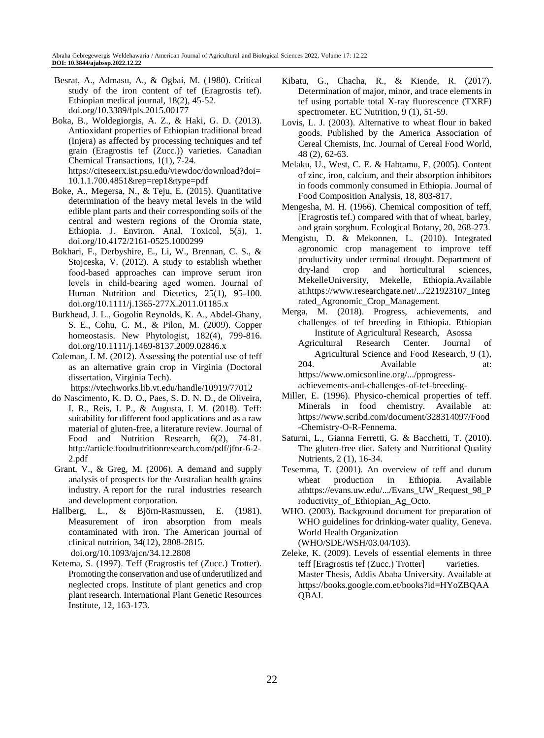Besrat, A., Admasu, A., & Ogbai, M. (1980). Critical study of the iron content of tef (Eragrostis tef). Ethiopian medical journal, 18(2), 45-52. doi.org/10.3389/fpls.2015.00177

Boka, B., Woldegiorgis, A. Z., & Haki, G. D. (2013). Antioxidant properties of Ethiopian traditional bread (Injera) as affected by processing techniques and tef grain (Eragrostis tef (Zucc.)) varieties. Canadian Chemical Transactions, 1(1), 7-24. https://citeseerx.ist.psu.edu/viewdoc/download?doi=10.1.1.700.4851&rep=rep1&type=pdf

Boke, A., Megersa, N., & Teju, E. (2015). Quantitative determination of the heavy metal levels in the wild edible plant parts and their corresponding soils of the central and western regions of the Oromia state, Ethiopia. J. Environ. Anal. Toxicol, 5(5), 1. doi.org/10.4172/2161-0525.1000299

Bokhari, F., Derbyshire, E., Li, W., Brennan, C. S., & Stojceska, V. (2012). A study to establish whether food-based approaches can improve serum iron levels in child-bearing aged women. Journal of Human Nutrition and Dietetics, 25(1), 95-100. doi.org/10.1111/j.1365-277X.2011.01185.x

Burkhead, J. L., Gogolin Reynolds, K. A., Abdel-Ghany, S. E., Cohu, C. M., & Pilon, M. (2009). Copper homeostasis. New Phytologist, 182(4), 799-816. doi.org/10.1111/j.1469-8137.2009.02846.x

Coleman, J. M. (2012). Assessing the potential use of teff as an alternative grain crop in Virginia (Doctoral dissertation, Virginia Tech). https://vtechworks.lib.vt.edu/handle/10919/77012

do Nascimento, K. D. O., Paes, S. D. N. D., de Oliveira, I. R., Reis, I. P., & Augusta, I. M. (2018). Teff: suitability for different food applications and as a raw material of gluten-free, a literature review. Journal of Food and Nutrition Research, 6(2), 74-81. http://article.foodnutritionresearch.com/pdf/jfnr-6-2-2.pdf

Grant, V., & Greg, M. (2006). A demand and supply analysis of prospects for the Australian health grains industry. A report for the rural industries research and development corporation.

Hallberg, L., & Björn-Rasmussen, E. (1981). Measurement of iron absorption from meals contaminated with iron. The American journal of clinical nutrition, 34(12), 2808-2815. doi.org/10.1093/ajcn/34.12.2808

Ketema, S. (1997). Teff (Eragrostis tef (Zucc.) Trotter). Promoting the conservation and use of underutilized and neglected crops. Institute of plant genetics and crop plant research. International Plant Genetic Resources Institute, 12, 163-173.

Kibatu, G., Chacha, R., & Kiende, R. (2017). Determination of major, minor, and trace elements in tef using portable total X-ray fluorescence (TXRF) spectrometer. EC Nutrition, 9 (1), 51-59.

Lovis, L. J. (2003). Alternative to wheat flour in baked goods. Published by the America Association of Cereal Chemists, Inc. Journal of Cereal Food World, 48 (2), 62-63.

Melaku, U., West, C. E. & Habtamu, F. (2005). Content of zinc, iron, calcium, and their absorption inhibitors in foods commonly consumed in Ethiopia. Journal of Food Composition Analysis, 18, 803-817.

Mengesha, M. H. (1966). Chemical composition of teff, [Eragrostis tef.) compared with that of wheat, barley, and grain sorghum. Ecological Botany, 20, 268-273.

Mengistu, D. & Mekonnen, L. (2010). Integrated agronomic crop management to improve teff productivity under terminal drought. Department of dry-land crop and horticultural sciences, MekelleUniversity, Mekelle, Ethiopia.Available at:https://www.researchgate.net/.../221923107_Integrated_Agronomic_Crop_Management.

Merga, M. (2018). Progress, achievements, and challenges of tef breeding in Ethiopia. Ethiopian Institute of Agricultural Research, Asossa Agricultural Research Center. Journal of Agricultural Science and Food Research, 9 (1), 204. Available at: https://www.omicsonline.org/.../pprogress-achievements-and-challenges-of-tef-breeding-

Miller, E. (1996). Physico-chemical properties of teff. Minerals in food chemistry. Available at: https://www.scribd.com/document/328314097/Food-Chemistry-O-R-Fennema.

Saturni, L., Gianna Ferretti, G. & Bacchetti, T. (2010). The gluten-free diet. Safety and Nutritional Quality Nutrients, 2 (1), 16-34.

Tesemma, T. (2001). An overview of teff and durum wheat production in Ethiopia. Available athttps://evans.uw.edu/.../Evans_UW_Request_98_Productivity_of_Ethiopian_Ag_Octo.

WHO. (2003). Background document for preparation of WHO guidelines for drinking-water quality, Geneva. World Health Organization (WHO/SDE/WSH/03.04/103).

Zeleke, K. (2009). Levels of essential elements in three teff [Eragrostis tef (Zucc.) Trotter] varieties. Master Thesis, Addis Ababa University. Available at https://books.google.com.et/books?id=HYoZBQAAQBAJ.